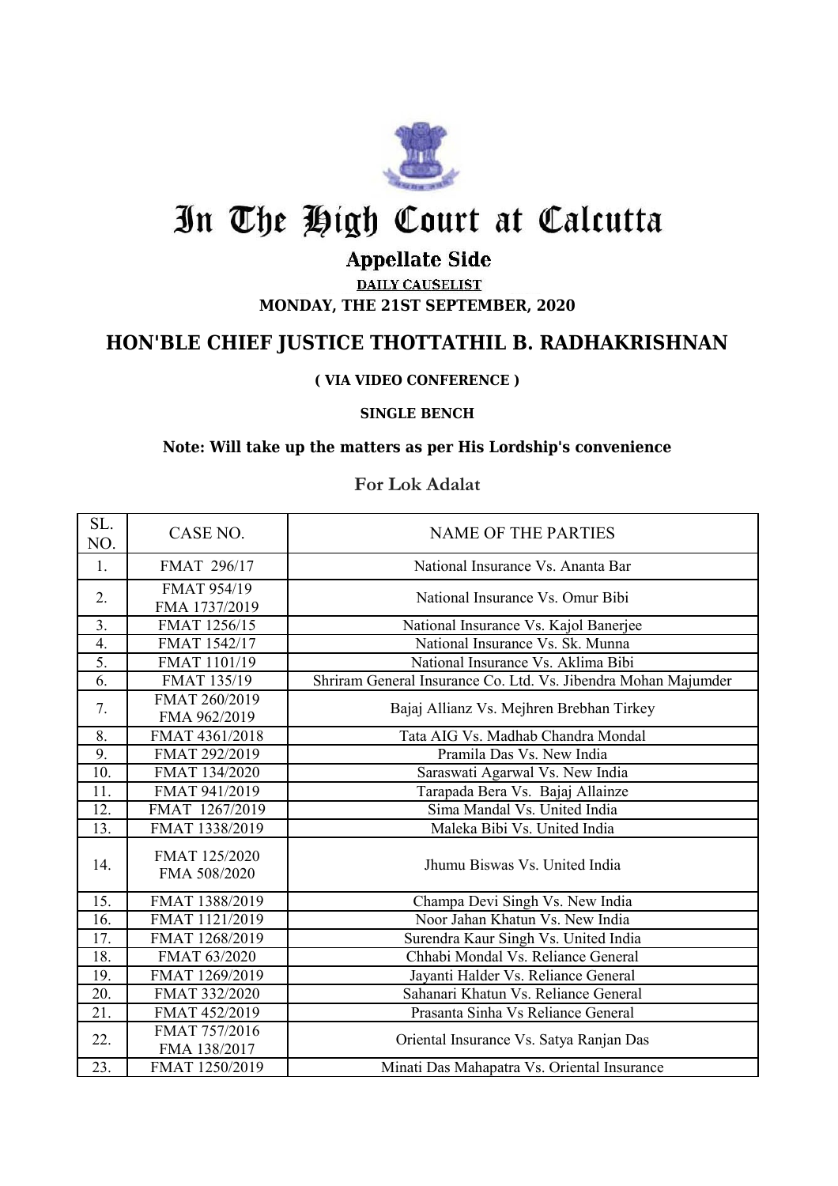# In The High Court at Calcutta

## Appellate Side

**DAILY CAUSELIST**

**MONDAY, THE 21ST SEPTEMBER, 2020**

## HON'BLE CHIEF JUSTICE THOTTATHIL B. RADHAKRISHNAN

**( VIA VIDEO CONFERENCE )**

**SINGLE BENCH**

**Note: Will take up the matters as per His Lordship's convenience**

### For Lok Adalat

| SL. NO. | CASE NO. | NAME OF THE PARTIES |
|---|---|---|
| 1. | FMAT 296/17 | National Insurance Vs. Ananta Bar |
| 2. | FMAT 954/19<br>FMA 1737/2019 | National Insurance Vs. Omur Bibi |
| 3. | FMAT 1256/15 | National Insurance Vs. Kajol Banerjee |
| 4. | FMAT 1542/17 | National Insurance Vs. Sk. Munna |
| 5. | FMAT 1101/19 | National Insurance Vs. Aklima Bibi |
| 6. | FMAT 135/19 | Shriram General Insurance Co. Ltd. Vs. Jibendra Mohan Majumder |
| 7. | FMAT 260/2019<br>FMA 962/2019 | Bajaj Allianz Vs. Mejhren Brebhan Tirkey |
| 8. | FMAT 4361/2018 | Tata AIG Vs. Madhab Chandra Mondal |
| 9. | FMAT 292/2019 | Pramila Das Vs. New India |
| 10. | FMAT 134/2020 | Saraswati Agarwal Vs. New India |
| 11. | FMAT 941/2019 | Tarapada Bera Vs. Bajaj Allainze |
| 12. | FMAT 1267/2019 | Sima Mandal Vs. United India |
| 13. | FMAT 1338/2019 | Maleka Bibi Vs. United India |
| 14. | FMAT 125/2020<br>FMA 508/2020 | Jhumu Biswas Vs. United India |
| 15. | FMAT 1388/2019 | Champa Devi Singh Vs. New India |
| 16. | FMAT 1121/2019 | Noor Jahan Khatun Vs. New India |
| 17. | FMAT 1268/2019 | Surendra Kaur Singh Vs. United India |
| 18. | FMAT 63/2020 | Chhabi Mondal Vs. Reliance General |
| 19. | FMAT 1269/2019 | Jayanti Halder Vs. Reliance General |
| 20. | FMAT 332/2020 | Sahanari Khatun Vs. Reliance General |
| 21. | FMAT 452/2019 | Prasanta Sinha Vs Reliance General |
| 22. | FMAT 757/2016<br>FMA 138/2017 | Oriental Insurance Vs. Satya Ranjan Das |
| 23. | FMAT 1250/2019 | Minati Das Mahapatra Vs. Oriental Insurance |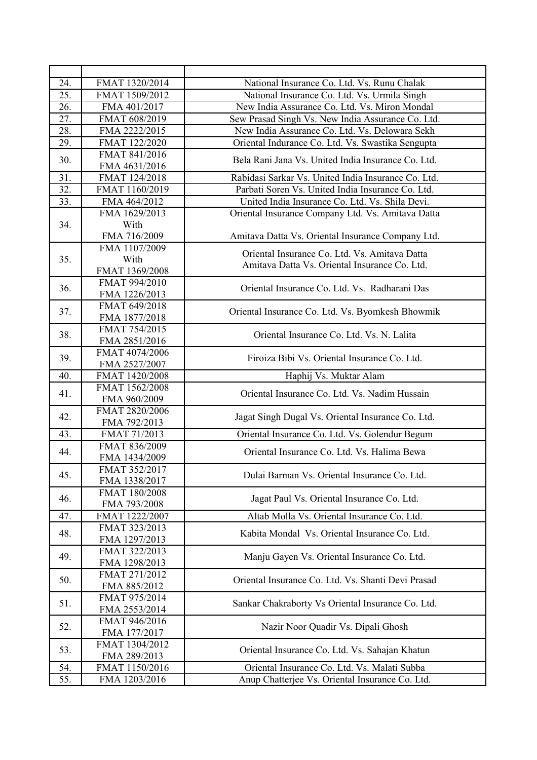| | | |
|---|---|---|
| 24. | FMAT 1320/2014 | National Insurance Co. Ltd. Vs. Runu Chalak |
| 25. | FMAT 1509/2012 | National Insurance Co. Ltd. Vs. Urmila Singh |
| 26. | FMA 401/2017 | New India Assurance Co. Ltd. Vs. Miron Mondal |
| 27. | FMAT 608/2019 | Sew Prasad Singh Vs. New India Assurance Co. Ltd. |
| 28. | FMA 2222/2015 | New India Assurance Co. Ltd. Vs. Delowara Sekh |
| 29. | FMAT 122/2020 | Oriental Indurance Co. Ltd. Vs. Swastika Sengupta |
| 30. | FMAT 841/2016<br>FMA 4631/2016 | Bela Rani Jana Vs. United India Insurance Co. Ltd. |
| 31. | FMAT 124/2018 | Rabidasi Sarkar Vs. United India Insurance Co. Ltd. |
| 32. | FMAT 1160/2019 | Parbati Soren Vs. United India Insurance Co. Ltd. |
| 33. | FMA 464/2012 | United India Insurance Co. Ltd. Vs. Shila Devi. |
| 34. | FMA 1629/2013<br>With<br>FMA 716/2009 | Oriental Insurance Company Ltd. Vs. Amitava Datta<br><br>Amitava Datta Vs. Oriental Insurance Company Ltd. |
| 35. | FMA 1107/2009<br>With<br>FMAT 1369/2008 | Oriental Insurance Co. Ltd. Vs. Amitava Datta<br>Amitava Datta Vs. Oriental Insurance Co. Ltd. |
| 36. | FMAT 994/2010<br>FMA 1226/2013 | Oriental Insurance Co. Ltd. Vs. Radharani Das |
| 37. | FMAT 649/2018<br>FMA 1877/2018 | Oriental Insurance Co. Ltd. Vs. Byomkesh Bhowmik |
| 38. | FMAT 754/2015<br>FMA 2851/2016 | Oriental Insurance Co. Ltd. Vs. N. Lalita |
| 39. | FMAT 4074/2006<br>FMA 2527/2007 | Firoiza Bibi Vs. Oriental Insurance Co. Ltd. |
| 40. | FMAT 1420/2008 | Haphij Vs. Muktar Alam |
| 41. | FMAT 1562/2008<br>FMA 960/2009 | Oriental Insurance Co. Ltd. Vs. Nadim Hussain |
| 42. | FMAT 2820/2006<br>FMA 792/2013 | Jagat Singh Dugal Vs. Oriental Insurance Co. Ltd. |
| 43. | FMAT 71/2013 | Oriental Insurance Co. Ltd. Vs. Golendur Begum |
| 44. | FMAT 836/2009<br>FMA 1434/2009 | Oriental Insurance Co. Ltd. Vs. Halima Bewa |
| 45. | FMAT 352/2017<br>FMA 1338/2017 | Dulai Barman Vs. Oriental Insurance Co. Ltd. |
| 46. | FMAT 180/2008<br>FMA 793/2008 | Jagat Paul Vs. Oriental Insurance Co. Ltd. |
| 47. | FMAT 1222/2007 | Altab Molla Vs. Oriental Insurance Co. Ltd. |
| 48. | FMAT 323/2013<br>FMA 1297/2013 | Kabita Mondal Vs. Oriental Insurance Co. Ltd. |
| 49. | FMAT 322/2013<br>FMA 1298/2013 | Manju Gayen Vs. Oriental Insurance Co. Ltd. |
| 50. | FMAT 271/2012<br>FMA 885/2012 | Oriental Insurance Co. Ltd. Vs. Shanti Devi Prasad |
| 51. | FMAT 975/2014<br>FMA 2553/2014 | Sankar Chakraborty Vs Oriental Insurance Co. Ltd. |
| 52. | FMAT 946/2016<br>FMA 177/2017 | Nazir Noor Quadir Vs. Dipali Ghosh |
| 53. | FMAT 1304/2012<br>FMA 289/2013 | Oriental Insurance Co. Ltd. Vs. Sahajan Khatun |
| 54. | FMAT 1150/2016 | Oriental Insurance Co. Ltd. Vs. Malati Subba |
| 55. | FMA 1203/2016 | Anup Chatterjee Vs. Oriental Insurance Co. Ltd. |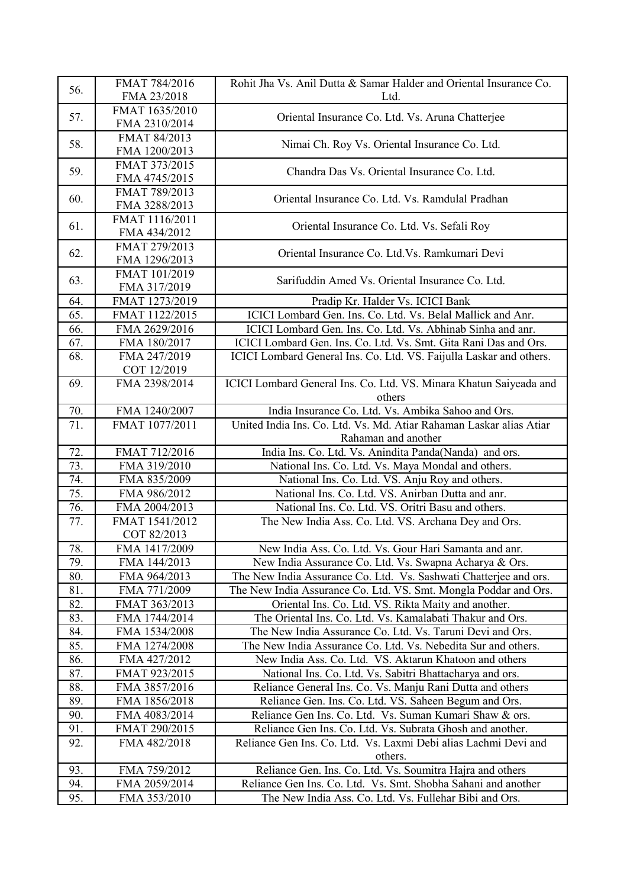| | | |
|---|---|---|
| 56. | FMAT 784/2016<br>FMA 23/2018 | Rohit Jha Vs. Anil Dutta & Samar Halder and Oriental Insurance Co. Ltd. |
| 57. | FMAT 1635/2010<br>FMA 2310/2014 | Oriental Insurance Co. Ltd. Vs. Aruna Chatterjee |
| 58. | FMAT 84/2013<br>FMA 1200/2013 | Nimai Ch. Roy Vs. Oriental Insurance Co. Ltd. |
| 59. | FMAT 373/2015<br>FMA 4745/2015 | Chandra Das Vs. Oriental Insurance Co. Ltd. |
| 60. | FMAT 789/2013<br>FMA 3288/2013 | Oriental Insurance Co. Ltd. Vs. Ramdulal Pradhan |
| 61. | FMAT 1116/2011<br>FMA 434/2012 | Oriental Insurance Co. Ltd. Vs. Sefali Roy |
| 62. | FMAT 279/2013<br>FMA 1296/2013 | Oriental Insurance Co. Ltd.Vs. Ramkumari Devi |
| 63. | FMAT 101/2019<br>FMA 317/2019 | Sarifuddin Amed Vs. Oriental Insurance Co. Ltd. |
| 64. | FMAT 1273/2019 | Pradip Kr. Halder Vs. ICICI Bank |
| 65. | FMAT 1122/2015 | ICICI Lombard Gen. Ins. Co. Ltd. Vs. Belal Mallick and Anr. |
| 66. | FMA 2629/2016 | ICICI Lombard Gen. Ins. Co. Ltd. Vs. Abhinab Sinha and anr. |
| 67. | FMA 180/2017 | ICICI Lombard Gen. Ins. Co. Ltd. Vs. Smt. Gita Rani Das and Ors. |
| 68. | FMA 247/2019<br>COT 12/2019 | ICICI Lombard General Ins. Co. Ltd. VS. Faijulla Laskar and others. |
| 69. | FMA 2398/2014 | ICICI Lombard General Ins. Co. Ltd. VS. Minara Khatun Saiyeada and others |
| 70. | FMA 1240/2007 | India Insurance Co. Ltd. Vs. Ambika Sahoo and Ors. |
| 71. | FMAT 1077/2011 | United India Ins. Co. Ltd. Vs. Md. Atiar Rahaman Laskar alias Atiar Rahaman and another |
| 72. | FMAT 712/2016 | India Ins. Co. Ltd. Vs. Anindita Panda(Nanda) and ors. |
| 73. | FMA 319/2010 | National Ins. Co. Ltd. Vs. Maya Mondal and others. |
| 74. | FMA 835/2009 | National Ins. Co. Ltd. VS. Anju Roy and others. |
| 75. | FMA 986/2012 | National Ins. Co. Ltd. VS. Anirban Dutta and anr. |
| 76. | FMA 2004/2013 | National Ins. Co. Ltd. VS. Oritri Basu and others. |
| 77. | FMAT 1541/2012<br>COT 82/2013 | The New India Ass. Co. Ltd. VS. Archana Dey and Ors. |
| 78. | FMA 1417/2009 | New India Ass. Co. Ltd. Vs. Gour Hari Samanta and anr. |
| 79. | FMA 144/2013 | New India Assurance Co. Ltd. Vs. Swapna Acharya & Ors. |
| 80. | FMA 964/2013 | The New India Assurance Co. Ltd. Vs. Sashwati Chatterjee and ors. |
| 81. | FMA 771/2009 | The New India Assurance Co. Ltd. VS. Smt. Mongla Poddar and Ors. |
| 82. | FMAT 363/2013 | Oriental Ins. Co. Ltd. VS. Rikta Maity and another. |
| 83. | FMA 1744/2014 | The Oriental Ins. Co. Ltd. Vs. Kamalabati Thakur and Ors. |
| 84. | FMA 1534/2008 | The New India Assurance Co. Ltd. Vs. Taruni Devi and Ors. |
| 85. | FMA 1274/2008 | The New India Assurance Co. Ltd. Vs. Nebedita Sur and others. |
| 86. | FMA 427/2012 | New India Ass. Co. Ltd. VS. Aktarun Khatoon and others |
| 87. | FMAT 923/2015 | National Ins. Co. Ltd. Vs. Sabitri Bhattacharya and ors. |
| 88. | FMA 3857/2016 | Reliance General Ins. Co. Vs. Manju Rani Dutta and others |
| 89. | FMA 1856/2018 | Reliance Gen. Ins. Co. Ltd. VS. Saheen Begum and Ors. |
| 90. | FMA 4083/2014 | Reliance Gen Ins. Co. Ltd. Vs. Suman Kumari Shaw & ors. |
| 91. | FMAT 290/2015 | Reliance Gen Ins. Co. Ltd. Vs. Subrata Ghosh and another. |
| 92. | FMA 482/2018 | Reliance Gen Ins. Co. Ltd. Vs. Laxmi Debi alias Lachmi Devi and others. |
| 93. | FMA 759/2012 | Reliance Gen. Ins. Co. Ltd. Vs. Soumitra Hajra and others |
| 94. | FMA 2059/2014 | Reliance Gen Ins. Co. Ltd. Vs. Smt. Shobha Sahani and another |
| 95. | FMA 353/2010 | The New India Ass. Co. Ltd. Vs. Fullehar Bibi and Ors. |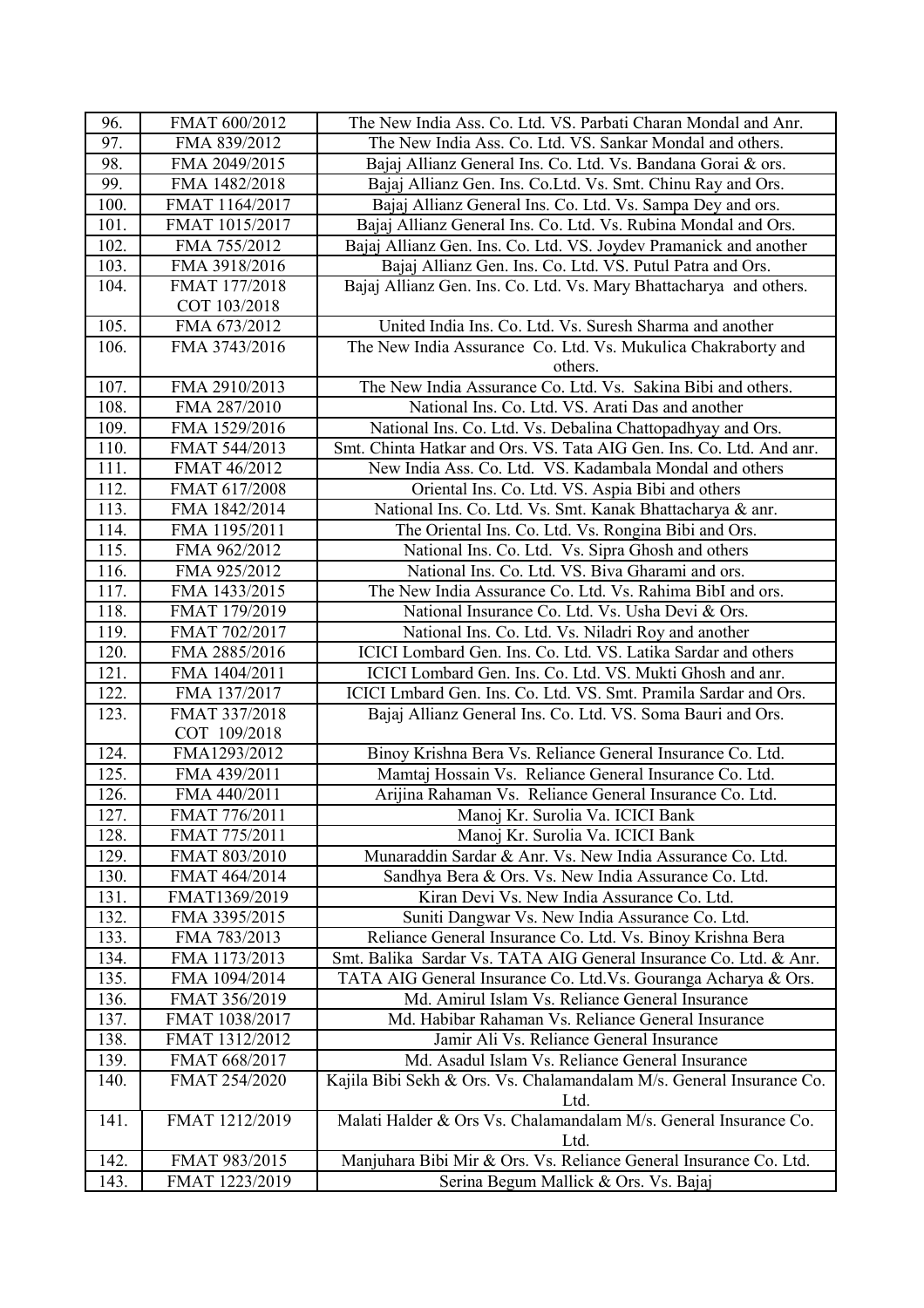| 96. | FMAT 600/2012 | The New India Ass. Co. Ltd. VS. Parbati Charan Mondal and Anr. |
|---|---|---|
| 97. | FMA 839/2012 | The New India Ass. Co. Ltd. VS. Sankar Mondal and others. |
| 98. | FMA 2049/2015 | Bajaj Allianz General Ins. Co. Ltd. Vs. Bandana Gorai & ors. |
| 99. | FMA 1482/2018 | Bajaj Allianz Gen. Ins. Co.Ltd. Vs. Smt. Chinu Ray and Ors. |
| 100. | FMAT 1164/2017 | Bajaj Allianz General Ins. Co. Ltd. Vs. Sampa Dey and ors. |
| 101. | FMAT 1015/2017 | Bajaj Allianz General Ins. Co. Ltd. Vs. Rubina Mondal and Ors. |
| 102. | FMA 755/2012 | Bajaj Allianz Gen. Ins. Co. Ltd. VS. Joydev Pramanick and another |
| 103. | FMA 3918/2016 | Bajaj Allianz Gen. Ins. Co. Ltd. VS. Putul Patra and Ors. |
| 104. | FMAT 177/2018 COT 103/2018 | Bajaj Allianz Gen. Ins. Co. Ltd. Vs. Mary Bhattacharya and others. |
| 105. | FMA 673/2012 | United India Ins. Co. Ltd. Vs. Suresh Sharma and another |
| 106. | FMA 3743/2016 | The New India Assurance Co. Ltd. Vs. Mukulica Chakraborty and others. |
| 107. | FMA 2910/2013 | The New India Assurance Co. Ltd. Vs. Sakina Bibi and others. |
| 108. | FMA 287/2010 | National Ins. Co. Ltd. VS. Arati Das and another |
| 109. | FMA 1529/2016 | National Ins. Co. Ltd. Vs. Debalina Chattopadhyay and Ors. |
| 110. | FMAT 544/2013 | Smt. Chinta Hatkar and Ors. VS. Tata AIG Gen. Ins. Co. Ltd. And anr. |
| 111. | FMAT 46/2012 | New India Ass. Co. Ltd. VS. Kadambala Mondal and others |
| 112. | FMAT 617/2008 | Oriental Ins. Co. Ltd. VS. Aspia Bibi and others |
| 113. | FMA 1842/2014 | National Ins. Co. Ltd. Vs. Smt. Kanak Bhattacharya & anr. |
| 114. | FMA 1195/2011 | The Oriental Ins. Co. Ltd. Vs. Rongina Bibi and Ors. |
| 115. | FMA 962/2012 | National Ins. Co. Ltd. Vs. Sipra Ghosh and others |
| 116. | FMA 925/2012 | National Ins. Co. Ltd. VS. Biva Gharami and ors. |
| 117. | FMA 1433/2015 | The New India Assurance Co. Ltd. Vs. Rahima BibI and ors. |
| 118. | FMAT 179/2019 | National Insurance Co. Ltd. Vs. Usha Devi & Ors. |
| 119. | FMAT 702/2017 | National Ins. Co. Ltd. Vs. Niladri Roy and another |
| 120. | FMA 2885/2016 | ICICI Lombard Gen. Ins. Co. Ltd. VS. Latika Sardar and others |
| 121. | FMA 1404/2011 | ICICI Lombard Gen. Ins. Co. Ltd. VS. Mukti Ghosh and anr. |
| 122. | FMA 137/2017 | ICICI Lmbard Gen. Ins. Co. Ltd. VS. Smt. Pramila Sardar and Ors. |
| 123. | FMAT 337/2018 COT 109/2018 | Bajaj Allianz General Ins. Co. Ltd. VS. Soma Bauri and Ors. |
| 124. | FMA1293/2012 | Binoy Krishna Bera Vs. Reliance General Insurance Co. Ltd. |
| 125. | FMA 439/2011 | Mamtaj Hossain Vs. Reliance General Insurance Co. Ltd. |
| 126. | FMA 440/2011 | Arijina Rahaman Vs. Reliance General Insurance Co. Ltd. |
| 127. | FMAT 776/2011 | Manoj Kr. Surolia Va. ICICI Bank |
| 128. | FMAT 775/2011 | Manoj Kr. Surolia Va. ICICI Bank |
| 129. | FMAT 803/2010 | Munaraddin Sardar & Anr. Vs. New India Assurance Co. Ltd. |
| 130. | FMAT 464/2014 | Sandhya Bera & Ors. Vs. New India Assurance Co. Ltd. |
| 131. | FMAT1369/2019 | Kiran Devi Vs. New India Assurance Co. Ltd. |
| 132. | FMA 3395/2015 | Suniti Dangwar Vs. New India Assurance Co. Ltd. |
| 133. | FMA 783/2013 | Reliance General Insurance Co. Ltd. Vs. Binoy Krishna Bera |
| 134. | FMA 1173/2013 | Smt. Balika Sardar Vs. TATA AIG General Insurance Co. Ltd. & Anr. |
| 135. | FMA 1094/2014 | TATA AIG General Insurance Co. Ltd.Vs. Gouranga Acharya & Ors. |
| 136. | FMAT 356/2019 | Md. Amirul Islam Vs. Reliance General Insurance |
| 137. | FMAT 1038/2017 | Md. Habibar Rahaman Vs. Reliance General Insurance |
| 138. | FMAT 1312/2012 | Jamir Ali Vs. Reliance General Insurance |
| 139. | FMAT 668/2017 | Md. Asadul Islam Vs. Reliance General Insurance |
| 140. | FMAT 254/2020 | Kajila Bibi Sekh & Ors. Vs. Chalamandalam M/s. General Insurance Co. Ltd. |
| 141. | FMAT 1212/2019 | Malati Halder & Ors Vs. Chalamandalam M/s. General Insurance Co. Ltd. |
| 142. | FMAT 983/2015 | Manjuhara Bibi Mir & Ors. Vs. Reliance General Insurance Co. Ltd. |
| 143. | FMAT 1223/2019 | Serina Begum Mallick & Ors. Vs. Bajaj |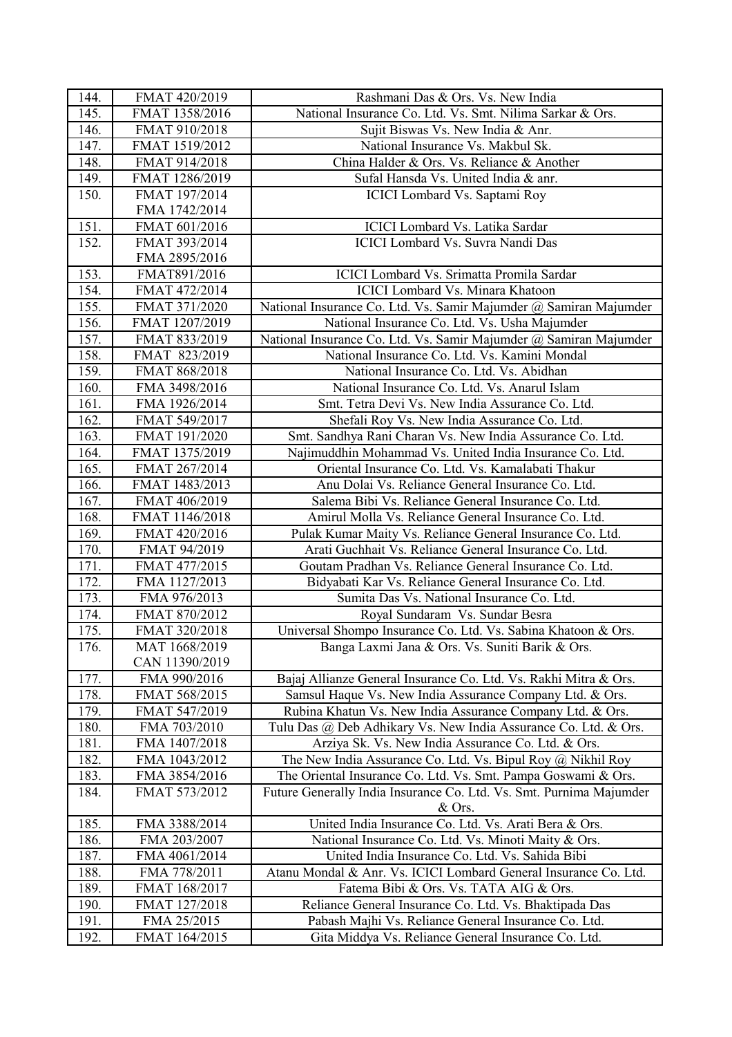| 144. | FMAT 420/2019 | Rashmani Das & Ors. Vs. New India |
|---|---|---|
| 145. | FMAT 1358/2016 | National Insurance Co. Ltd. Vs. Smt. Nilima Sarkar & Ors. |
| 146. | FMAT 910/2018 | Sujit Biswas Vs. New India & Anr. |
| 147. | FMAT 1519/2012 | National Insurance Vs. Makbul Sk. |
| 148. | FMAT 914/2018 | China Halder & Ors. Vs. Reliance & Another |
| 149. | FMAT 1286/2019 | Sufal Hansda Vs. United India & anr. |
| 150. | FMAT 197/2014<br>FMA 1742/2014 | ICICI Lombard Vs. Saptami Roy |
| 151. | FMAT 601/2016 | ICICI Lombard Vs. Latika Sardar |
| 152. | FMAT 393/2014<br>FMA 2895/2016 | ICICI Lombard Vs. Suvra Nandi Das |
| 153. | FMAT891/2016 | ICICI Lombard Vs. Srimatta Promila Sardar |
| 154. | FMAT 472/2014 | ICICI Lombard Vs. Minara Khatoon |
| 155. | FMAT 371/2020 | National Insurance Co. Ltd. Vs. Samir Majumder @ Samiran Majumder |
| 156. | FMAT 1207/2019 | National Insurance Co. Ltd. Vs. Usha Majumder |
| 157. | FMAT 833/2019 | National Insurance Co. Ltd. Vs. Samir Majumder @ Samiran Majumder |
| 158. | FMAT 823/2019 | National Insurance Co. Ltd. Vs. Kamini Mondal |
| 159. | FMAT 868/2018 | National Insurance Co. Ltd. Vs. Abidhan |
| 160. | FMA 3498/2016 | National Insurance Co. Ltd. Vs. Anarul Islam |
| 161. | FMA 1926/2014 | Smt. Tetra Devi Vs. New India Assurance Co. Ltd. |
| 162. | FMAT 549/2017 | Shefali Roy Vs. New India Assurance Co. Ltd. |
| 163. | FMAT 191/2020 | Smt. Sandhya Rani Charan Vs. New India Assurance Co. Ltd. |
| 164. | FMAT 1375/2019 | Najimuddhin Mohammad Vs. United India Insurance Co. Ltd. |
| 165. | FMAT 267/2014 | Oriental Insurance Co. Ltd. Vs. Kamalabati Thakur |
| 166. | FMAT 1483/2013 | Anu Dolai Vs. Reliance General Insurance Co. Ltd. |
| 167. | FMAT 406/2019 | Salema Bibi Vs. Reliance General Insurance Co. Ltd. |
| 168. | FMAT 1146/2018 | Amirul Molla Vs. Reliance General Insurance Co. Ltd. |
| 169. | FMAT 420/2016 | Pulak Kumar Maity Vs. Reliance General Insurance Co. Ltd. |
| 170. | FMAT 94/2019 | Arati Guchhait Vs. Reliance General Insurance Co. Ltd. |
| 171. | FMAT 477/2015 | Goutam Pradhan Vs. Reliance General Insurance Co. Ltd. |
| 172. | FMA 1127/2013 | Bidyabati Kar Vs. Reliance General Insurance Co. Ltd. |
| 173. | FMA 976/2013 | Sumita Das Vs. National Insurance Co. Ltd. |
| 174. | FMAT 870/2012 | Royal Sundaram Vs. Sundar Besra |
| 175. | FMAT 320/2018 | Universal Shompo Insurance Co. Ltd. Vs. Sabina Khatoon & Ors. |
| 176. | MAT 1668/2019<br>CAN 11390/2019 | Banga Laxmi Jana & Ors. Vs. Suniti Barik & Ors. |
| 177. | FMA 990/2016 | Bajaj Allianze General Insurance Co. Ltd. Vs. Rakhi Mitra & Ors. |
| 178. | FMAT 568/2015 | Samsul Haque Vs. New India Assurance Company Ltd. & Ors. |
| 179. | FMAT 547/2019 | Rubina Khatun Vs. New India Assurance Company Ltd. & Ors. |
| 180. | FMA 703/2010 | Tulu Das @ Deb Adhikary Vs. New India Assurance Co. Ltd. & Ors. |
| 181. | FMA 1407/2018 | Arziya Sk. Vs. New India Assurance Co. Ltd. & Ors. |
| 182. | FMA 1043/2012 | The New India Assurance Co. Ltd. Vs. Bipul Roy @ Nikhil Roy |
| 183. | FMA 3854/2016 | The Oriental Insurance Co. Ltd. Vs. Smt. Pampa Goswami & Ors. |
| 184. | FMAT 573/2012 | Future Generally India Insurance Co. Ltd. Vs. Smt. Purnima Majumder & Ors. |
| 185. | FMA 3388/2014 | United India Insurance Co. Ltd. Vs. Arati Bera & Ors. |
| 186. | FMA 203/2007 | National Insurance Co. Ltd. Vs. Minoti Maity & Ors. |
| 187. | FMA 4061/2014 | United India Insurance Co. Ltd. Vs. Sahida Bibi |
| 188. | FMA 778/2011 | Atanu Mondal & Anr. Vs. ICICI Lombard General Insurance Co. Ltd. |
| 189. | FMAT 168/2017 | Fatema Bibi & Ors. Vs. TATA AIG & Ors. |
| 190. | FMAT 127/2018 | Reliance General Insurance Co. Ltd. Vs. Bhaktipada Das |
| 191. | FMA 25/2015 | Pabash Majhi Vs. Reliance General Insurance Co. Ltd. |
| 192. | FMAT 164/2015 | Gita Middya Vs. Reliance General Insurance Co. Ltd. |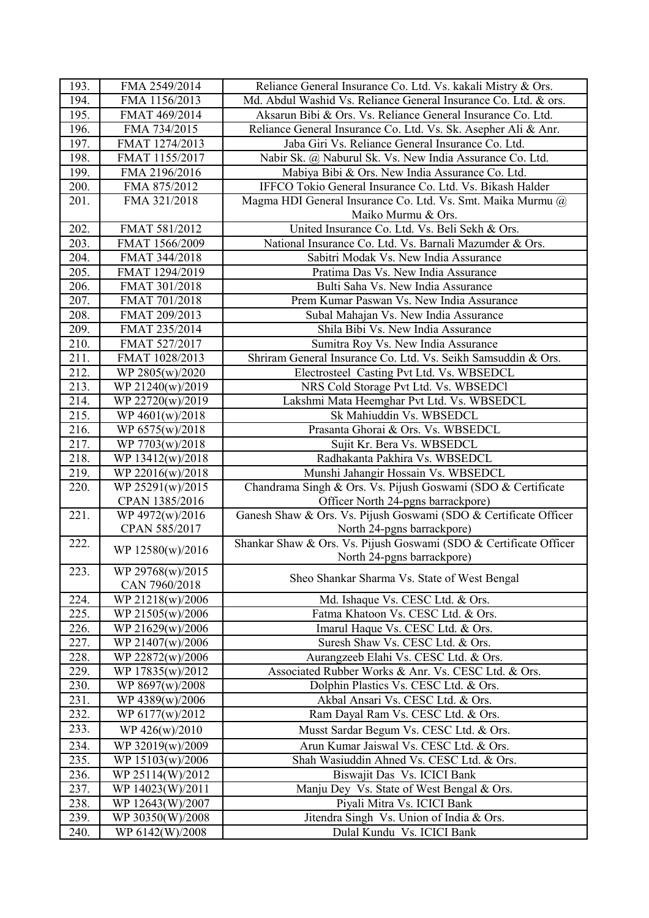| 193. | FMA 2549/2014 | Reliance General Insurance Co. Ltd. Vs. kakali Mistry & Ors. |
|---|---|---|
| 194. | FMA 1156/2013 | Md. Abdul Washid Vs. Reliance General Insurance Co. Ltd. & ors. |
| 195. | FMAT 469/2014 | Aksarun Bibi & Ors. Vs. Reliance General Insurance Co. Ltd. |
| 196. | FMA 734/2015 | Reliance General Insurance Co. Ltd. Vs. Sk. Asepher Ali & Anr. |
| 197. | FMAT 1274/2013 | Jaba Giri Vs. Reliance General Insurance Co. Ltd. |
| 198. | FMAT 1155/2017 | Nabir Sk. @ Naburul Sk. Vs. New India Assurance Co. Ltd. |
| 199. | FMA 2196/2016 | Mabiya Bibi & Ors. New India Assurance Co. Ltd. |
| 200. | FMA 875/2012 | IFFCO Tokio General Insurance Co. Ltd. Vs. Bikash Halder |
| 201. | FMA 321/2018 | Magma HDI General Insurance Co. Ltd. Vs. Smt. Maika Murmu @ Maiko Murmu & Ors. |
| 202. | FMAT 581/2012 | United Insurance Co. Ltd. Vs. Beli Sekh & Ors. |
| 203. | FMAT 1566/2009 | National Insurance Co. Ltd. Vs. Barnali Mazumder & Ors. |
| 204. | FMAT 344/2018 | Sabitri Modak Vs. New India Assurance |
| 205. | FMAT 1294/2019 | Pratima Das Vs. New India Assurance |
| 206. | FMAT 301/2018 | Bulti Saha Vs. New India Assurance |
| 207. | FMAT 701/2018 | Prem Kumar Paswan Vs. New India Assurance |
| 208. | FMAT 209/2013 | Subal Mahajan Vs. New India Assurance |
| 209. | FMAT 235/2014 | Shila Bibi Vs. New India Assurance |
| 210. | FMAT 527/2017 | Sumitra Roy Vs. New India Assurance |
| 211. | FMAT 1028/2013 | Shriram General Insurance Co. Ltd. Vs. Seikh Samsuddin & Ors. |
| 212. | WP 2805(w)/2020 | Electrosteel Casting Pvt Ltd. Vs. WBSEDCL |
| 213. | WP 21240(w)/2019 | NRS Cold Storage Pvt Ltd. Vs. WBSEDCl |
| 214. | WP 22720(w)/2019 | Lakshmi Mata Heemghar Pvt Ltd. Vs. WBSEDCL |
| 215. | WP 4601(w)/2018 | Sk Mahiuddin Vs. WBSEDCL |
| 216. | WP 6575(w)/2018 | Prasanta Ghorai & Ors. Vs. WBSEDCL |
| 217. | WP 7703(w)/2018 | Sujit Kr. Bera Vs. WBSEDCL |
| 218. | WP 13412(w)/2018 | Radhakanta Pakhira Vs. WBSEDCL |
| 219. | WP 22016(w)/2018 | Munshi Jahangir Hossain Vs. WBSEDCL |
| 220. | WP 25291(w)/2015 CPAN 1385/2016 | Chandrama Singh & Ors. Vs. Pijush Goswami (SDO & Certificate Officer North 24-pgns barrackpore) |
| 221. | WP 4972(w)/2016 CPAN 585/2017 | Ganesh Shaw & Ors. Vs. Pijush Goswami (SDO & Certificate Officer North 24-pgns barrackpore) |
| 222. | WP 12580(w)/2016 | Shankar Shaw & Ors. Vs. Pijush Goswami (SDO & Certificate Officer North 24-pgns barrackpore) |
| 223. | WP 29768(w)/2015 CAN 7960/2018 | Sheo Shankar Sharma Vs. State of West Bengal |
| 224. | WP 21218(w)/2006 | Md. Ishaque Vs. CESC Ltd. & Ors. |
| 225. | WP 21505(w)/2006 | Fatma Khatoon Vs. CESC Ltd. & Ors. |
| 226. | WP 21629(w)/2006 | Imarul Haque Vs. CESC Ltd. & Ors. |
| 227. | WP 21407(w)/2006 | Suresh Shaw Vs. CESC Ltd. & Ors. |
| 228. | WP 22872(w)/2006 | Aurangzeeb Elahi Vs. CESC Ltd. & Ors. |
| 229. | WP 17835(w)/2012 | Associated Rubber Works & Anr. Vs. CESC Ltd. & Ors. |
| 230. | WP 8697(w)/2008 | Dolphin Plastics Vs. CESC Ltd. & Ors. |
| 231. | WP 4389(w)/2006 | Akbal Ansari Vs. CESC Ltd. & Ors. |
| 232. | WP 6177(w)/2012 | Ram Dayal Ram Vs. CESC Ltd. & Ors. |
| 233. | WP 426(w)/2010 | Musst Sardar Begum Vs. CESC Ltd. & Ors. |
| 234. | WP 32019(w)/2009 | Arun Kumar Jaiswal Vs. CESC Ltd. & Ors. |
| 235. | WP 15103(w)/2006 | Shah Wasiuddin Ahned Vs. CESC Ltd. & Ors. |
| 236. | WP 25114(W)/2012 | Biswajit Das Vs. ICICI Bank |
| 237. | WP 14023(W)/2011 | Manju Dey Vs. State of West Bengal & Ors. |
| 238. | WP 12643(W)/2007 | Piyali Mitra Vs. ICICI Bank |
| 239. | WP 30350(W)/2008 | Jitendra Singh Vs. Union of India & Ors. |
| 240. | WP 6142(W)/2008 | Dulal Kundu Vs. ICICI Bank |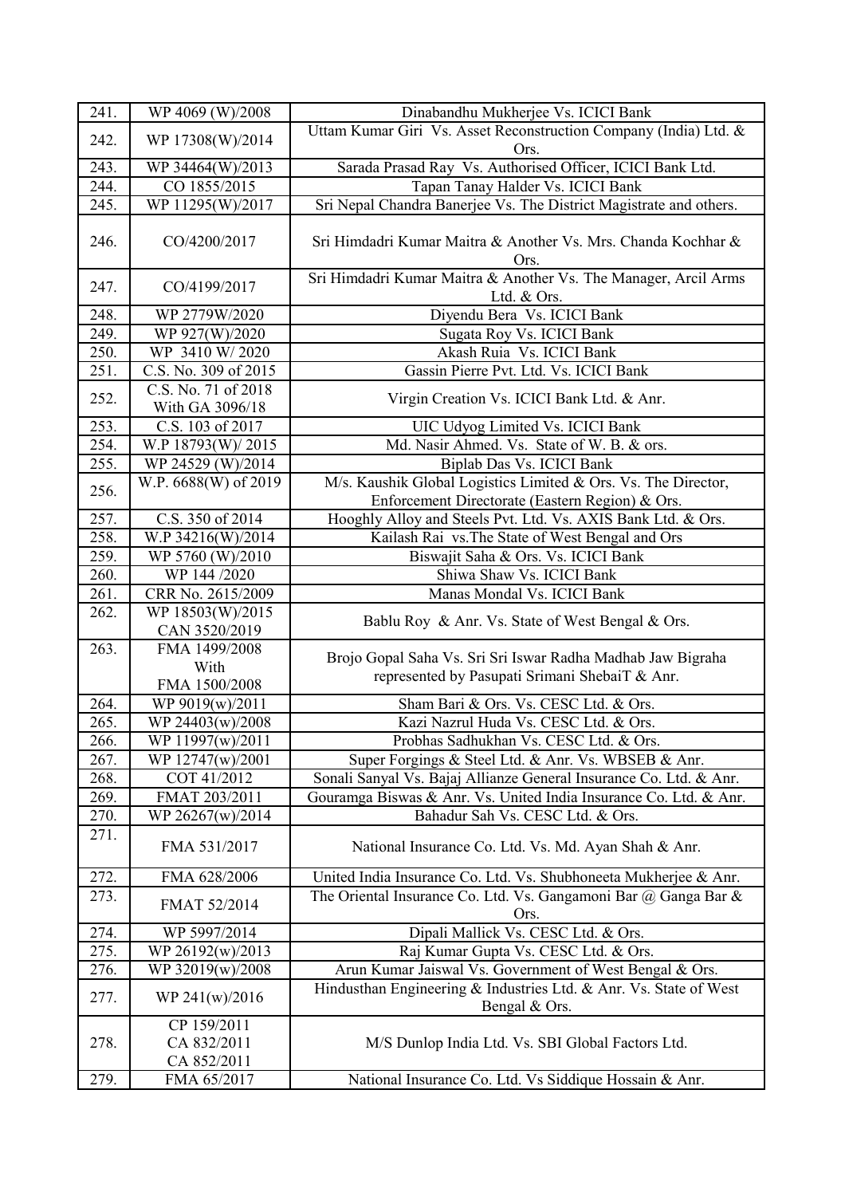| 241. | WP 4069 (W)/2008 | Dinabandhu Mukherjee Vs. ICICI Bank |
|---|---|---|
| 242. | WP 17308(W)/2014 | Uttam Kumar Giri Vs. Asset Reconstruction Company (India) Ltd. & Ors. |
| 243. | WP 34464(W)/2013 | Sarada Prasad Ray Vs. Authorised Officer, ICICI Bank Ltd. |
| 244. | CO 1855/2015 | Tapan Tanay Halder Vs. ICICI Bank |
| 245. | WP 11295(W)/2017 | Sri Nepal Chandra Banerjee Vs. The District Magistrate and others. |
| 246. | CO/4200/2017 | Sri Himdadri Kumar Maitra & Another Vs. Mrs. Chanda Kochhar & Ors. |
| 247. | CO/4199/2017 | Sri Himdadri Kumar Maitra & Another Vs. The Manager, Arcil Arms Ltd. & Ors. |
| 248. | WP 2779W/2020 | Diyendu Bera Vs. ICICI Bank |
| 249. | WP 927(W)/2020 | Sugata Roy Vs. ICICI Bank |
| 250. | WP 3410 W/ 2020 | Akash Ruia Vs. ICICI Bank |
| 251. | C.S. No. 309 of 2015 | Gassin Pierre Pvt. Ltd. Vs. ICICI Bank |
| 252. | C.S. No. 71 of 2018 With GA 3096/18 | Virgin Creation Vs. ICICI Bank Ltd. & Anr. |
| 253. | C.S. 103 of 2017 | UIC Udyog Limited Vs. ICICI Bank |
| 254. | W.P 18793(W)/ 2015 | Md. Nasir Ahmed. Vs. State of W. B. & ors. |
| 255. | WP 24529 (W)/2014 | Biplab Das Vs. ICICI Bank |
| 256. | W.P. 6688(W) of 2019 | M/s. Kaushik Global Logistics Limited & Ors. Vs. The Director, Enforcement Directorate (Eastern Region) & Ors. |
| 257. | C.S. 350 of 2014 | Hooghly Alloy and Steels Pvt. Ltd. Vs. AXIS Bank Ltd. & Ors. |
| 258. | W.P 34216(W)/2014 | Kailash Rai vs.The State of West Bengal and Ors |
| 259. | WP 5760 (W)/2010 | Biswajit Saha & Ors. Vs. ICICI Bank |
| 260. | WP 144 /2020 | Shiwa Shaw Vs. ICICI Bank |
| 261. | CRR No. 2615/2009 | Manas Mondal Vs. ICICI Bank |
| 262. | WP 18503(W)/2015 CAN 3520/2019 | Bablu Roy & Anr. Vs. State of West Bengal & Ors. |
| 263. | FMA 1499/2008 With FMA 1500/2008 | Brojo Gopal Saha Vs. Sri Sri Iswar Radha Madhab Jaw Bigraha represented by Pasupati Srimani ShebaiT & Anr. |
| 264. | WP 9019(w)/2011 | Sham Bari & Ors. Vs. CESC Ltd. & Ors. |
| 265. | WP 24403(w)/2008 | Kazi Nazrul Huda Vs. CESC Ltd. & Ors. |
| 266. | WP 11997(w)/2011 | Probhas Sadhukhan Vs. CESC Ltd. & Ors. |
| 267. | WP 12747(w)/2001 | Super Forgings & Steel Ltd. & Anr. Vs. WBSEB & Anr. |
| 268. | COT 41/2012 | Sonali Sanyal Vs. Bajaj Allianze General Insurance Co. Ltd. & Anr. |
| 269. | FMAT 203/2011 | Gouramga Biswas & Anr. Vs. United India Insurance Co. Ltd. & Anr. |
| 270. | WP 26267(w)/2014 | Bahadur Sah Vs. CESC Ltd. & Ors. |
| 271. | FMA 531/2017 | National Insurance Co. Ltd. Vs. Md. Ayan Shah & Anr. |
| 272. | FMA 628/2006 | United India Insurance Co. Ltd. Vs. Shubhoneeta Mukherjee & Anr. |
| 273. | FMAT 52/2014 | The Oriental Insurance Co. Ltd. Vs. Gangamoni Bar @ Ganga Bar & Ors. |
| 274. | WP 5997/2014 | Dipali Mallick Vs. CESC Ltd. & Ors. |
| 275. | WP 26192(w)/2013 | Raj Kumar Gupta Vs. CESC Ltd. & Ors. |
| 276. | WP 32019(w)/2008 | Arun Kumar Jaiswal Vs. Government of West Bengal & Ors. |
| 277. | WP 241(w)/2016 | Hindusthan Engineering & Industries Ltd. & Anr. Vs. State of West Bengal & Ors. |
| 278. | CP 159/2011 CA 832/2011 CA 852/2011 | M/S Dunlop India Ltd. Vs. SBI Global Factors Ltd. |
| 279. | FMA 65/2017 | National Insurance Co. Ltd. Vs Siddique Hossain & Anr. |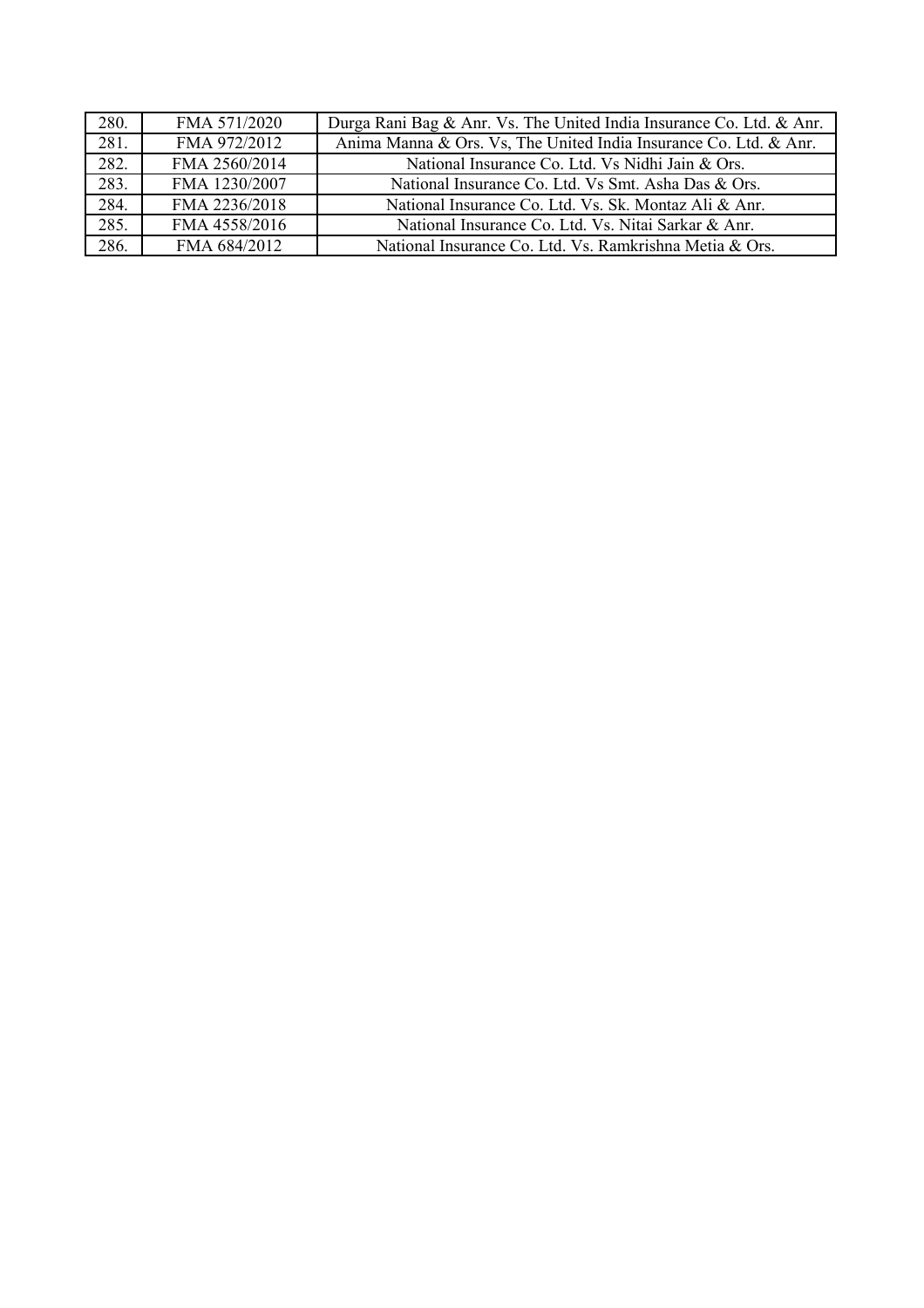| | | |
|---|---|---|
| 280. | FMA 571/2020 | Durga Rani Bag & Anr. Vs. The United India Insurance Co. Ltd. & Anr. |
| 281. | FMA 972/2012 | Anima Manna & Ors. Vs, The United India Insurance Co. Ltd. & Anr. |
| 282. | FMA 2560/2014 | National Insurance Co. Ltd. Vs Nidhi Jain & Ors. |
| 283. | FMA 1230/2007 | National Insurance Co. Ltd. Vs Smt. Asha Das & Ors. |
| 284. | FMA 2236/2018 | National Insurance Co. Ltd. Vs. Sk. Montaz Ali & Anr. |
| 285. | FMA 4558/2016 | National Insurance Co. Ltd. Vs. Nitai Sarkar & Anr. |
| 286. | FMA 684/2012 | National Insurance Co. Ltd. Vs. Ramkrishna Metia & Ors. |